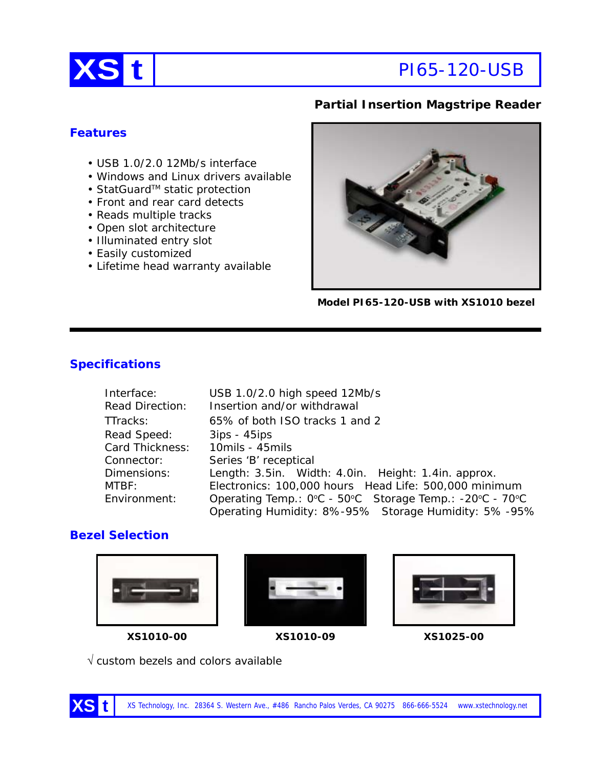# XS t PI65-120-USB

**Partial Insertion Magstripe Reader**

## Features

- USB 1.0/2.0 12Mb/s interface
- Windows and Linux drivers available
- StatGuard™ static protection
- Front and rear card detects
- Reads multiple tracks
- Open slot architecture
- Illuminated entry slot
- Easily customized
- Lifetime head warranty available

**Model PI65-120-USB with XS1010 bezel**

## Specifications

| | |
|---|---|
| Interface: | USB 1.0/2.0 high speed 12Mb/s |
| Read Direction: | Insertion and/or withdrawal |
| TTracks: | 65% of both ISO tracks 1 and 2 |
| Read Speed: | 3ips - 45ips |
| Card Thickness: | 10mils - 45mils |
| Connector: | Series 'B' receptical |
| Dimensions: | Length: 3.5in. Width: 4.0in. Height: 1.4in. approx. |
| MTBF: | Electronics: 100,000 hours Head Life: 500,000 minimum |
| Environment: | Operating Temp.: 0°C - 50°C Storage Temp.: -20°C - 70°C<br>Operating Humidity: 8%-95% Storage Humidity: 5% -95% |

## Bezel Selection

**XS1010-00** **XS1010-09** **XS1025-00**

√ custom bezels and colors available

XS Technology, Inc. 28364 S. Western Ave., #486 Rancho Palos Verdes, CA 90275 866-666-5524 www.xstechnology.net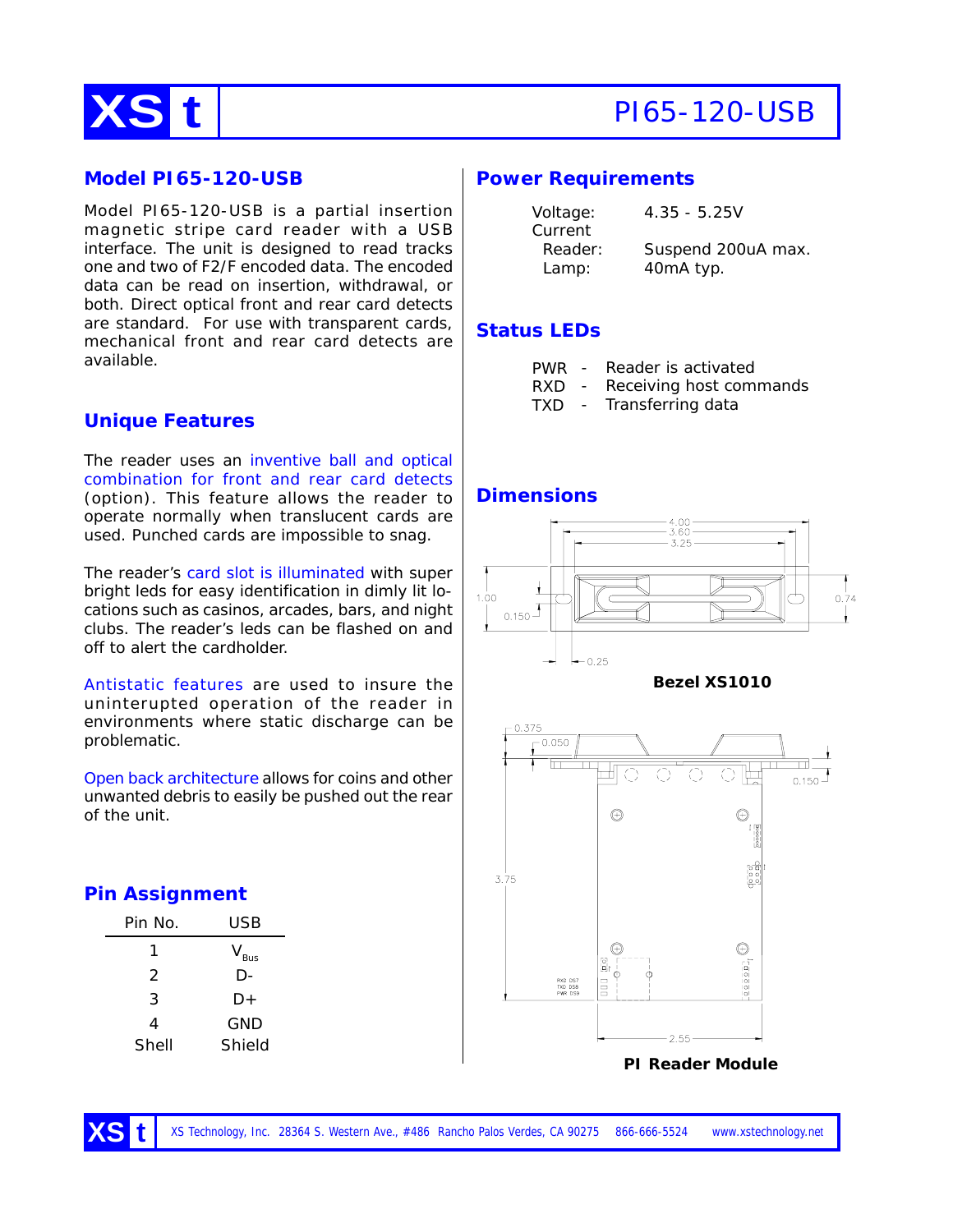# PI65-120-USB

## Model PI65-120-USB

Model PI65-120-USB is a partial insertion magnetic stripe card reader with a USB interface. The unit is designed to read tracks one and two of F2/F encoded data. The encoded data can be read on insertion, withdrawal, or both. Direct optical front and rear card detects are standard. For use with transparent cards, mechanical front and rear card detects are available.

## Unique Features

The reader uses an inventive ball and optical combination for front and rear card detects (option). This feature allows the reader to operate normally when translucent cards are used. Punched cards are impossible to snag.

The reader's card slot is illuminated with super bright leds for easy identification in dimly lit locations such as casinos, arcades, bars, and night clubs. The reader's leds can be flashed on and off to alert the cardholder.

Antistatic features are used to insure the uninterupted operation of the reader in environments where static discharge can be problematic.

Open back architecture allows for coins and other unwanted debris to easily be pushed out the rear of the unit.

## Pin Assignment

| Pin No. | USB |
|---|---|
| 1 | $V_{Bus}$ |
| 2 | D- |
| 3 | D+ |
| 4 | GND |
| Shell | Shield |

## Power Requirements

| | |
|---|---|
| Voltage: | 4.35 - 5.25V |
| Current | |
| Reader: | Suspend 200uA max. |
| Lamp: | 40mA typ. |

## Status LEDs

PWR - Reader is activated
RXD - Receiving host commands
TXD - Transferring data

## Dimensions

4.00
3.60
3.25
1.00
0.150
0.74
0.25

**Bezel XS1010**

0.375
0.050
0.150
3.75
2.55

**PI Reader Module**